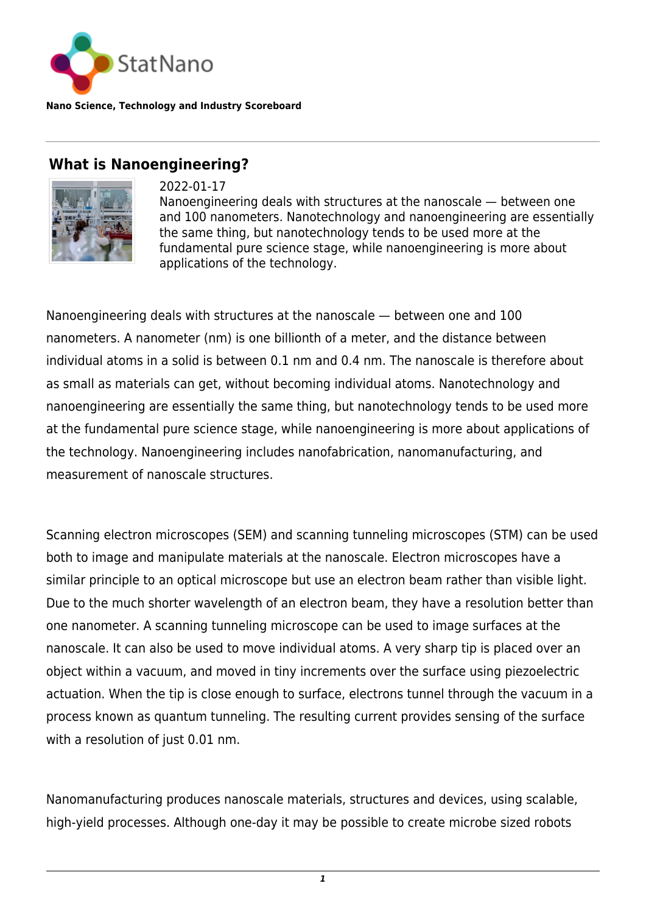StatNano

**Nano Science, Technology and Industry Scoreboard**

## What is Nanoengineering?

2022-01-17

Nanoengineering deals with structures at the nanoscale — between one and 100 nanometers. Nanotechnology and nanoengineering are essentially the same thing, but nanotechnology tends to be used more at the fundamental pure science stage, while nanoengineering is more about applications of the technology.

Nanoengineering deals with structures at the nanoscale — between one and 100 nanometers. A nanometer (nm) is one billionth of a meter, and the distance between individual atoms in a solid is between 0.1 nm and 0.4 nm. The nanoscale is therefore about as small as materials can get, without becoming individual atoms. Nanotechnology and nanoengineering are essentially the same thing, but nanotechnology tends to be used more at the fundamental pure science stage, while nanoengineering is more about applications of the technology. Nanoengineering includes nanofabrication, nanomanufacturing, and measurement of nanoscale structures.

Scanning electron microscopes (SEM) and scanning tunneling microscopes (STM) can be used both to image and manipulate materials at the nanoscale. Electron microscopes have a similar principle to an optical microscope but use an electron beam rather than visible light. Due to the much shorter wavelength of an electron beam, they have a resolution better than one nanometer. A scanning tunneling microscope can be used to image surfaces at the nanoscale. It can also be used to move individual atoms. A very sharp tip is placed over an object within a vacuum, and moved in tiny increments over the surface using piezoelectric actuation. When the tip is close enough to surface, electrons tunnel through the vacuum in a process known as quantum tunneling. The resulting current provides sensing of the surface with a resolution of just 0.01 nm.

Nanomanufacturing produces nanoscale materials, structures and devices, using scalable, high-yield processes. Although one-day it may be possible to create microbe sized robots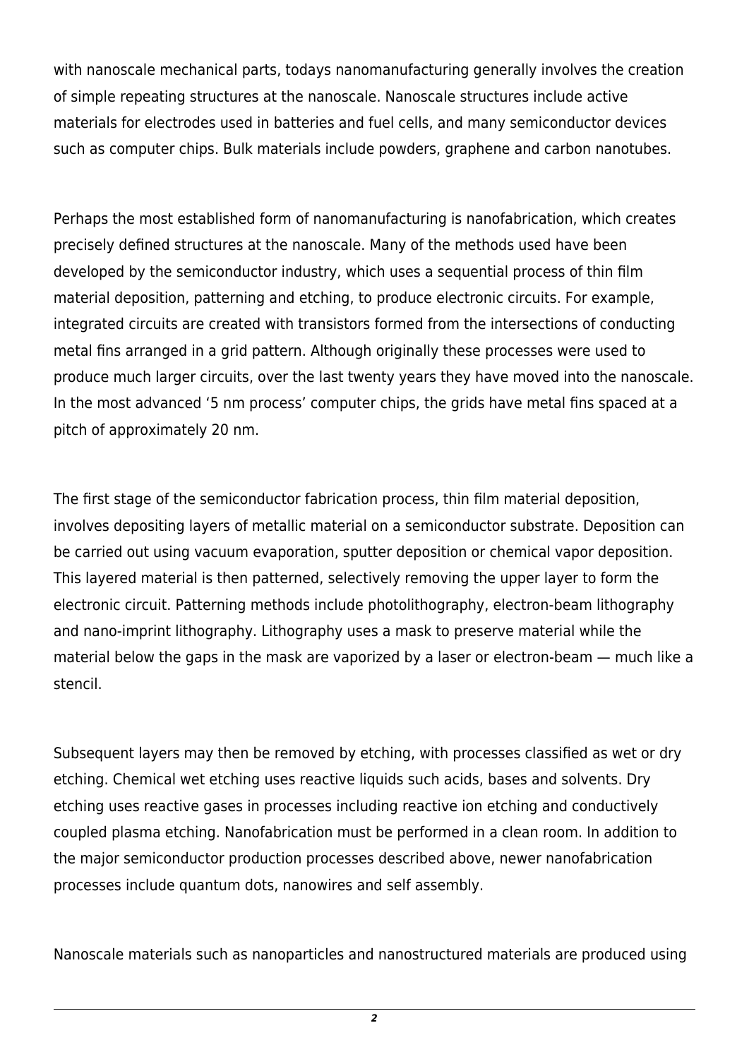with nanoscale mechanical parts, todays nanomanufacturing generally involves the creation of simple repeating structures at the nanoscale. Nanoscale structures include active materials for electrodes used in batteries and fuel cells, and many semiconductor devices such as computer chips. Bulk materials include powders, graphene and carbon nanotubes.

Perhaps the most established form of nanomanufacturing is nanofabrication, which creates precisely defined structures at the nanoscale. Many of the methods used have been developed by the semiconductor industry, which uses a sequential process of thin film material deposition, patterning and etching, to produce electronic circuits. For example, integrated circuits are created with transistors formed from the intersections of conducting metal fins arranged in a grid pattern. Although originally these processes were used to produce much larger circuits, over the last twenty years they have moved into the nanoscale. In the most advanced '5 nm process' computer chips, the grids have metal fins spaced at a pitch of approximately 20 nm.

The first stage of the semiconductor fabrication process, thin film material deposition, involves depositing layers of metallic material on a semiconductor substrate. Deposition can be carried out using vacuum evaporation, sputter deposition or chemical vapor deposition. This layered material is then patterned, selectively removing the upper layer to form the electronic circuit. Patterning methods include photolithography, electron-beam lithography and nano-imprint lithography. Lithography uses a mask to preserve material while the material below the gaps in the mask are vaporized by a laser or electron-beam — much like a stencil.

Subsequent layers may then be removed by etching, with processes classified as wet or dry etching. Chemical wet etching uses reactive liquids such acids, bases and solvents. Dry etching uses reactive gases in processes including reactive ion etching and conductively coupled plasma etching. Nanofabrication must be performed in a clean room. In addition to the major semiconductor production processes described above, newer nanofabrication processes include quantum dots, nanowires and self assembly.

Nanoscale materials such as nanoparticles and nanostructured materials are produced using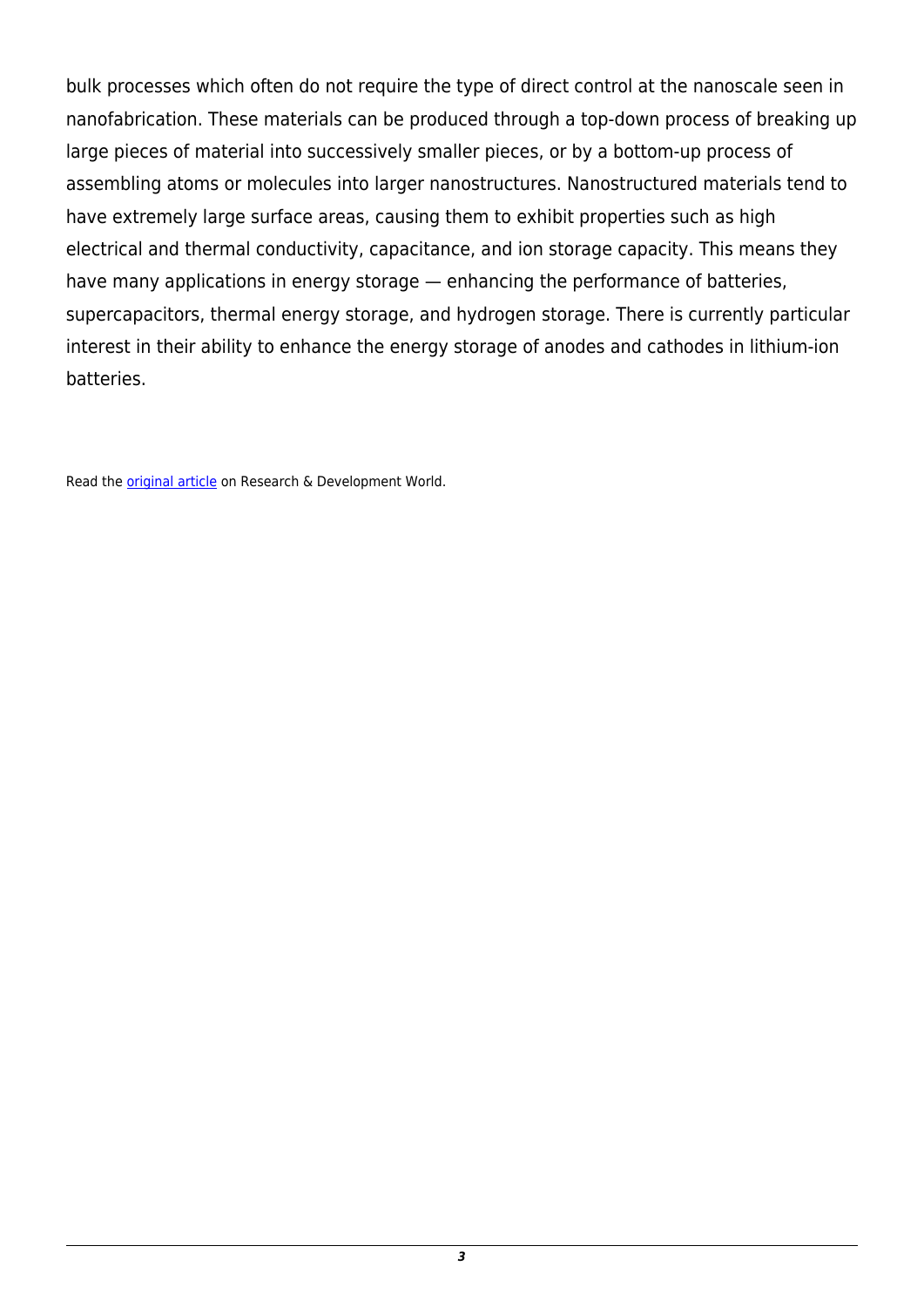bulk processes which often do not require the type of direct control at the nanoscale seen in nanofabrication. These materials can be produced through a top-down process of breaking up large pieces of material into successively smaller pieces, or by a bottom-up process of assembling atoms or molecules into larger nanostructures. Nanostructured materials tend to have extremely large surface areas, causing them to exhibit properties such as high electrical and thermal conductivity, capacitance, and ion storage capacity. This means they have many applications in energy storage — enhancing the performance of batteries, supercapacitors, thermal energy storage, and hydrogen storage. There is currently particular interest in their ability to enhance the energy storage of anodes and cathodes in lithium-ion batteries.

Read the original article on Research & Development World.